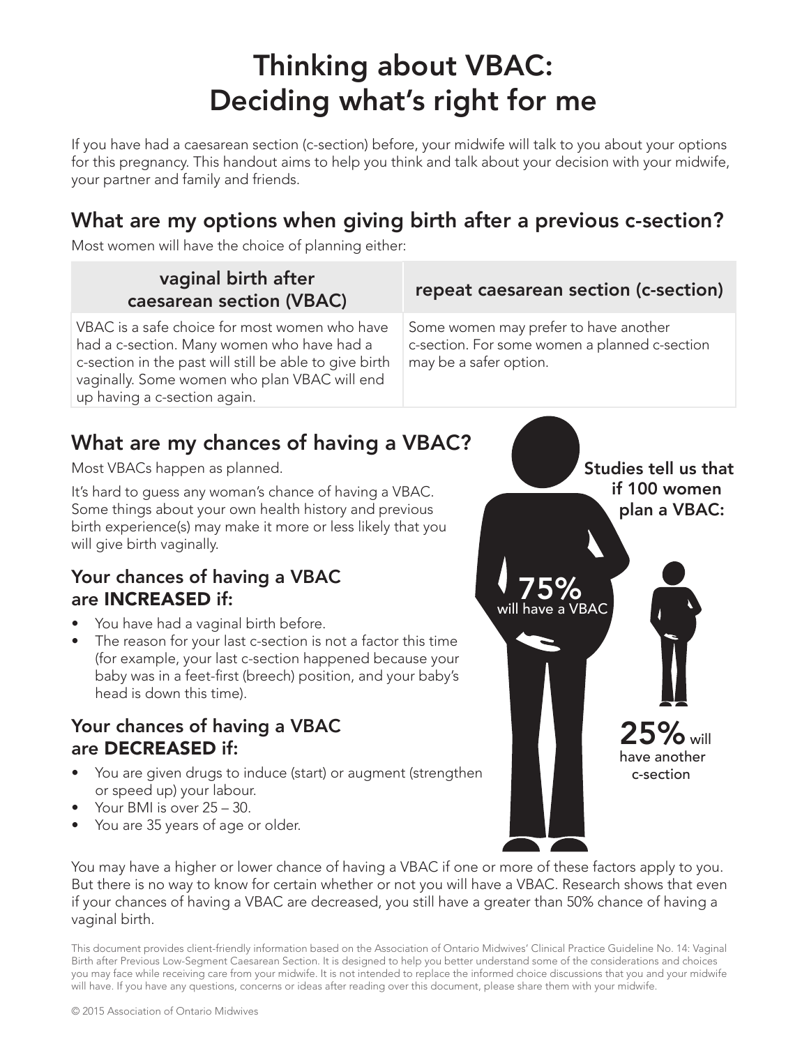# Thinking about VBAC: Deciding what's right for me

If you have had a caesarean section (c-section) before, your midwife will talk to you about your options for this pregnancy. This handout aims to help you think and talk about your decision with your midwife, your partner and family and friends.

## What are my options when giving birth after a previous c-section?

Most women will have the choice of planning either:

| vaginal birth after caesarean section (VBAC) | repeat caesarean section (c-section) |
|---|---|
| VBAC is a safe choice for most women who have had a c-section. Many women who have had a c-section in the past will still be able to give birth vaginally. Some women who plan VBAC will end up having a c-section again. | Some women may prefer to have another c-section. For some women a planned c-section may be a safer option. |

## What are my chances of having a VBAC?

Most VBACs happen as planned.

It's hard to guess any woman's chance of having a VBAC. Some things about your own health history and previous birth experience(s) may make it more or less likely that you will give birth vaginally.

**Studies tell us that if 100 women plan a VBAC:**

**75%** will have a VBAC

**25%** will have another c-section

### Your chances of having a VBAC are **INCREASED** if:

- You have had a vaginal birth before.
- The reason for your last c-section is not a factor this time (for example, your last c-section happened because your baby was in a feet-first (breech) position, and your baby's head is down this time).

### Your chances of having a VBAC are **DECREASED** if:

- You are given drugs to induce (start) or augment (strengthen or speed up) your labour.
- Your BMI is over 25 – 30.
- You are 35 years of age or older.

You may have a higher or lower chance of having a VBAC if one or more of these factors apply to you. But there is no way to know for certain whether or not you will have a VBAC. Research shows that even if your chances of having a VBAC are decreased, you still have a greater than 50% chance of having a vaginal birth.

This document provides client-friendly information based on the Association of Ontario Midwives' Clinical Practice Guideline No. 14: Vaginal Birth after Previous Low-Segment Caesarean Section. It is designed to help you better understand some of the considerations and choices you may face while receiving care from your midwife. It is not intended to replace the informed choice discussions that you and your midwife will have. If you have any questions, concerns or ideas after reading over this document, please share them with your midwife.

© 2015 Association of Ontario Midwives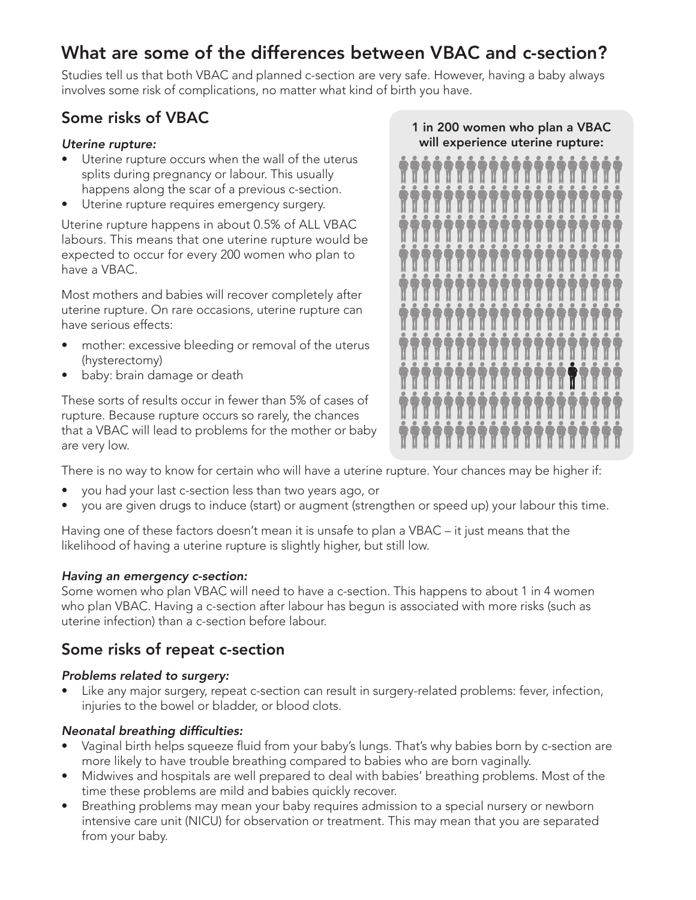## What are some of the differences between VBAC and c-section?

Studies tell us that both VBAC and planned c-section are very safe. However, having a baby always involves some risk of complications, no matter what kind of birth you have.

### Some risks of VBAC

*Uterine rupture:*

- Uterine rupture occurs when the wall of the uterus splits during pregnancy or labour. This usually happens along the scar of a previous c-section.
- Uterine rupture requires emergency surgery.

Uterine rupture happens in about 0.5% of ALL VBAC labours. This means that one uterine rupture would be expected to occur for every 200 women who plan to have a VBAC.

**1 in 200 women who plan a VBAC will experience uterine rupture:**

Most mothers and babies will recover completely after uterine rupture. On rare occasions, uterine rupture can have serious effects:

- mother: excessive bleeding or removal of the uterus (hysterectomy)
- baby: brain damage or death

These sorts of results occur in fewer than 5% of cases of rupture. Because rupture occurs so rarely, the chances that a VBAC will lead to problems for the mother or baby are very low.

There is no way to know for certain who will have a uterine rupture. Your chances may be higher if:

- you had your last c-section less than two years ago, or
- you are given drugs to induce (start) or augment (strengthen or speed up) your labour this time.

Having one of these factors doesn't mean it is unsafe to plan a VBAC – it just means that the likelihood of having a uterine rupture is slightly higher, but still low.

*Having an emergency c-section:*

Some women who plan VBAC will need to have a c-section. This happens to about 1 in 4 women who plan VBAC. Having a c-section after labour has begun is associated with more risks (such as uterine infection) than a c-section before labour.

### Some risks of repeat c-section

*Problems related to surgery:*

- Like any major surgery, repeat c-section can result in surgery-related problems: fever, infection, injuries to the bowel or bladder, or blood clots.

*Neonatal breathing difficulties:*

- Vaginal birth helps squeeze fluid from your baby's lungs. That's why babies born by c-section are more likely to have trouble breathing compared to babies who are born vaginally.
- Midwives and hospitals are well prepared to deal with babies' breathing problems. Most of the time these problems are mild and babies quickly recover.
- Breathing problems may mean your baby requires admission to a special nursery or newborn intensive care unit (NICU) for observation or treatment. This may mean that you are separated from your baby.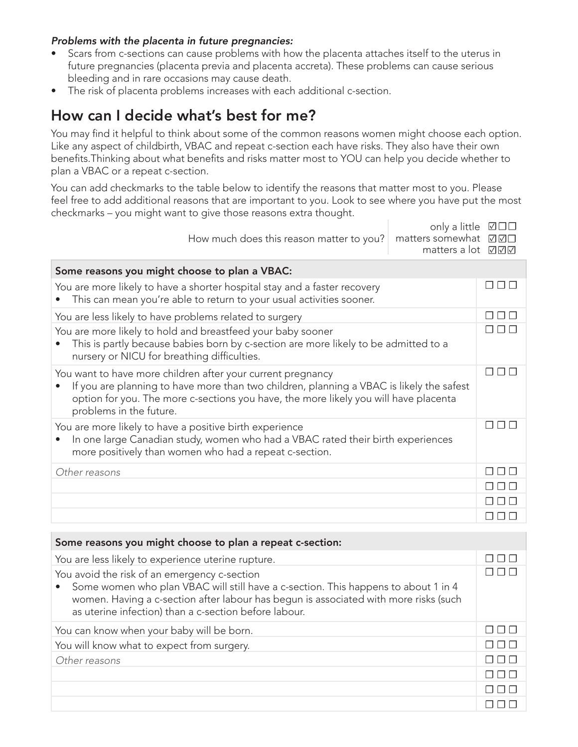***Problems with the placenta in future pregnancies:***

- Scars from c-sections can cause problems with how the placenta attaches itself to the uterus in future pregnancies (placenta previa and placenta accreta). These problems can cause serious bleeding and in rare occasions may cause death.
- The risk of placenta problems increases with each additional c-section.

## How can I decide what's best for me?

You may find it helpful to think about some of the common reasons women might choose each option. Like any aspect of childbirth, VBAC and repeat c-section each have risks. They also have their own benefits.Thinking about what benefits and risks matter most to YOU can help you decide whether to plan a VBAC or a repeat c-section.

You can add checkmarks to the table below to identify the reasons that matter most to you. Please feel free to add additional reasons that are important to you. Look to see where you have put the most checkmarks – you might want to give those reasons extra thought.

How much does this reason matter to you?

- only a little ☑☐☐
- matters somewhat ☑☑☐
- matters a lot ☑☑☑

| Some reasons you might choose to plan a VBAC: | |
|---|---|
| You are more likely to have a shorter hospital stay and a faster recovery<br>• This can mean you're able to return to your usual activities sooner. | ☐☐☐ |
| You are less likely to have problems related to surgery | ☐☐☐ |
| You are more likely to hold and breastfeed your baby sooner<br>• This is partly because babies born by c-section are more likely to be admitted to a nursery or NICU for breathing difficulties. | ☐☐☐ |
| You want to have more children after your current pregnancy<br>• If you are planning to have more than two children, planning a VBAC is likely the safest option for you. The more c-sections you have, the more likely you will have placenta problems in the future. | ☐☐☐ |
| You are more likely to have a positive birth experience<br>• In one large Canadian study, women who had a VBAC rated their birth experiences more positively than women who had a repeat c-section. | ☐☐☐ |
| *Other reasons* | ☐☐☐ |
| | ☐☐☐ |
| | ☐☐☐ |
| | ☐☐☐ |

| Some reasons you might choose to plan a repeat c-section: | |
|---|---|
| You are less likely to experience uterine rupture. | ☐☐☐ |
| You avoid the risk of an emergency c-section<br>• Some women who plan VBAC will still have a c-section. This happens to about 1 in 4 women. Having a c-section after labour has begun is associated with more risks (such as uterine infection) than a c-section before labour. | ☐☐☐ |
| You can know when your baby will be born. | ☐☐☐ |
| You will know what to expect from surgery. | ☐☐☐ |
| *Other reasons* | ☐☐☐ |
| | ☐☐☐ |
| | ☐☐☐ |
| | ☐☐☐ |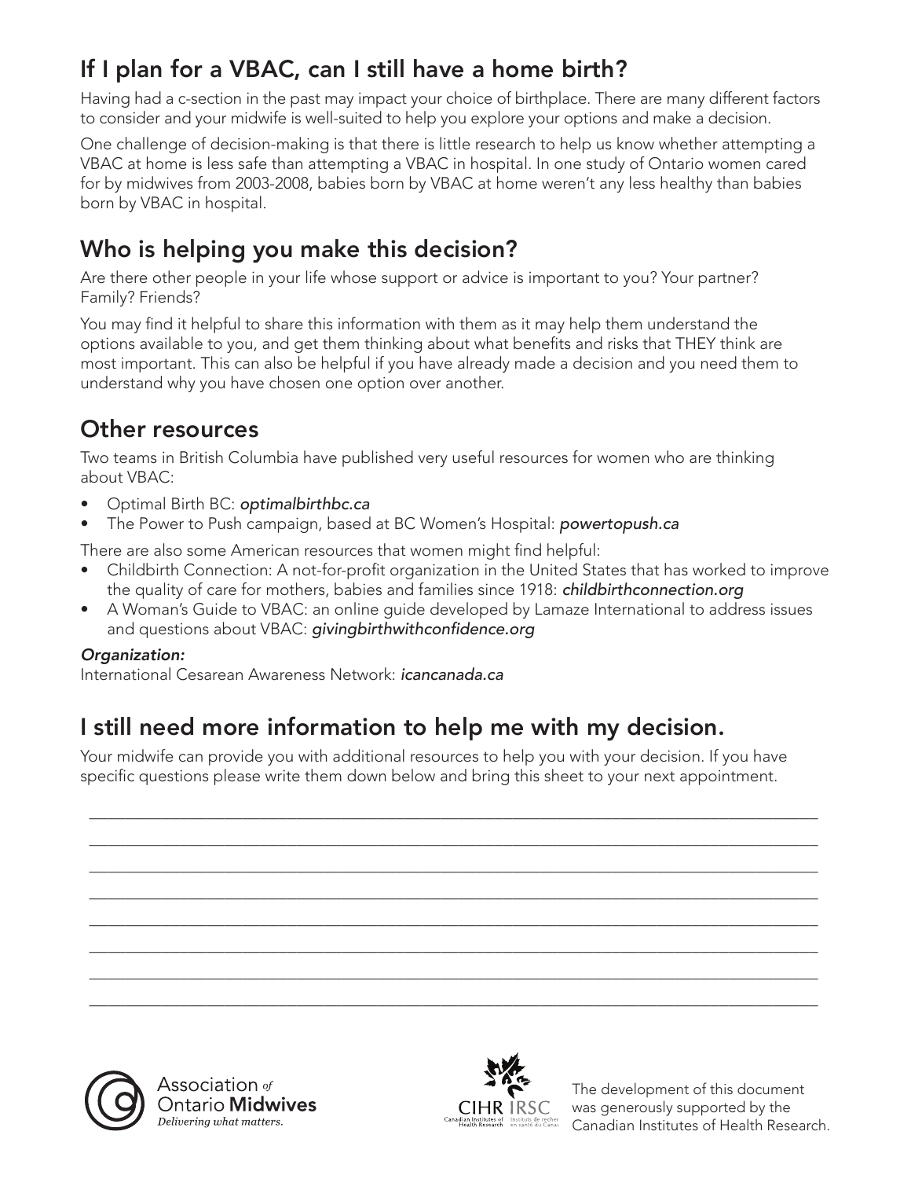## If I plan for a VBAC, can I still have a home birth?

Having had a c-section in the past may impact your choice of birthplace. There are many different factors to consider and your midwife is well-suited to help you explore your options and make a decision.

One challenge of decision-making is that there is little research to help us know whether attempting a VBAC at home is less safe than attempting a VBAC in hospital. In one study of Ontario women cared for by midwives from 2003-2008, babies born by VBAC at home weren't any less healthy than babies born by VBAC in hospital.

## Who is helping you make this decision?

Are there other people in your life whose support or advice is important to you? Your partner? Family? Friends?

You may find it helpful to share this information with them as it may help them understand the options available to you, and get them thinking about what benefits and risks that THEY think are most important. This can also be helpful if you have already made a decision and you need them to understand why you have chosen one option over another.

## Other resources

Two teams in British Columbia have published very useful resources for women who are thinking about VBAC:

- Optimal Birth BC: *optimalbirthbc.ca*
- The Power to Push campaign, based at BC Women's Hospital: *powertopush.ca*

There are also some American resources that women might find helpful:

- Childbirth Connection: A not-for-profit organization in the United States that has worked to improve the quality of care for mothers, babies and families since 1918: *childbirthconnection.org*
- A Woman's Guide to VBAC: an online guide developed by Lamaze International to address issues and questions about VBAC: *givingbirthwithconfidence.org*

***Organization:***

International Cesarean Awareness Network: *icancanada.ca*

## I still need more information to help me with my decision.

Your midwife can provide you with additional resources to help you with your decision. If you have specific questions please write them down below and bring this sheet to your next appointment.

\_\_\_\_\_\_\_\_\_\_\_\_\_\_\_\_\_\_\_\_\_\_\_\_\_\_\_\_\_\_\_\_\_\_\_\_\_\_\_\_\_\_\_\_\_\_\_\_\_\_\_\_\_\_\_\_\_\_\_\_\_\_\_\_\_\_\_\_\_\_\_\_\_\_\_\_

\_\_\_\_\_\_\_\_\_\_\_\_\_\_\_\_\_\_\_\_\_\_\_\_\_\_\_\_\_\_\_\_\_\_\_\_\_\_\_\_\_\_\_\_\_\_\_\_\_\_\_\_\_\_\_\_\_\_\_\_\_\_\_\_\_\_\_\_\_\_\_\_\_\_\_\_

\_\_\_\_\_\_\_\_\_\_\_\_\_\_\_\_\_\_\_\_\_\_\_\_\_\_\_\_\_\_\_\_\_\_\_\_\_\_\_\_\_\_\_\_\_\_\_\_\_\_\_\_\_\_\_\_\_\_\_\_\_\_\_\_\_\_\_\_\_\_\_\_\_\_\_\_

\_\_\_\_\_\_\_\_\_\_\_\_\_\_\_\_\_\_\_\_\_\_\_\_\_\_\_\_\_\_\_\_\_\_\_\_\_\_\_\_\_\_\_\_\_\_\_\_\_\_\_\_\_\_\_\_\_\_\_\_\_\_\_\_\_\_\_\_\_\_\_\_\_\_\_\_

\_\_\_\_\_\_\_\_\_\_\_\_\_\_\_\_\_\_\_\_\_\_\_\_\_\_\_\_\_\_\_\_\_\_\_\_\_\_\_\_\_\_\_\_\_\_\_\_\_\_\_\_\_\_\_\_\_\_\_\_\_\_\_\_\_\_\_\_\_\_\_\_\_\_\_\_

\_\_\_\_\_\_\_\_\_\_\_\_\_\_\_\_\_\_\_\_\_\_\_\_\_\_\_\_\_\_\_\_\_\_\_\_\_\_\_\_\_\_\_\_\_\_\_\_\_\_\_\_\_\_\_\_\_\_\_\_\_\_\_\_\_\_\_\_\_\_\_\_\_\_\_\_

\_\_\_\_\_\_\_\_\_\_\_\_\_\_\_\_\_\_\_\_\_\_\_\_\_\_\_\_\_\_\_\_\_\_\_\_\_\_\_\_\_\_\_\_\_\_\_\_\_\_\_\_\_\_\_\_\_\_\_\_\_\_\_\_\_\_\_\_\_\_\_\_\_\_\_\_

\_\_\_\_\_\_\_\_\_\_\_\_\_\_\_\_\_\_\_\_\_\_\_\_\_\_\_\_\_\_\_\_\_\_\_\_\_\_\_\_\_\_\_\_\_\_\_\_\_\_\_\_\_\_\_\_\_\_\_\_\_\_\_\_\_\_\_\_\_\_\_\_\_\_\_\_

Association *of* Ontario **Midwives**
*Delivering what matters.*

CIHR IRSC
Canadian Institutes of Health Research / Instituts de recherche en santé du Canada

The development of this document was generously supported by the Canadian Institutes of Health Research.